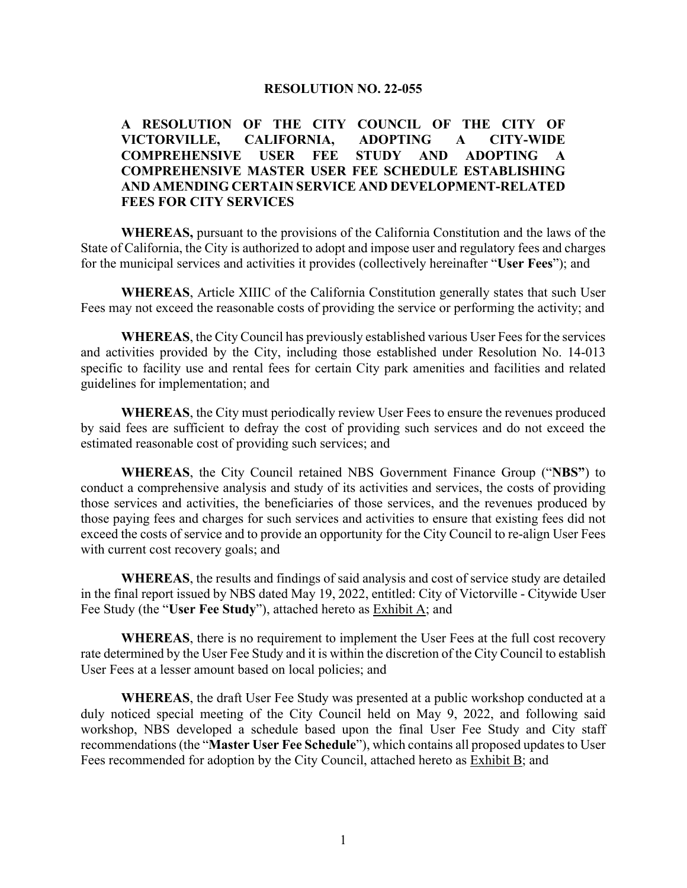# RESOLUTION NO. 22-055

## A RESOLUTION OF THE CITY COUNCIL OF THE CITY OF VICTORVILLE, CALIFORNIA, ADOPTING A CITY-WIDE COMPREHENSIVE USER FEE STUDY AND ADOPTING A COMPREHENSIVE MASTER USER FEE SCHEDULE ESTABLISHING AND AMENDING CERTAIN SERVICE AND DEVELOPMENT-RELATED FEES FOR CITY SERVICES

**WHEREAS,** pursuant to the provisions of the California Constitution and the laws of the State of California, the City is authorized to adopt and impose user and regulatory fees and charges for the municipal services and activities it provides (collectively hereinafter "**User Fees**"); and

**WHEREAS**, Article XIIIC of the California Constitution generally states that such User Fees may not exceed the reasonable costs of providing the service or performing the activity; and

**WHEREAS**, the City Council has previously established various User Fees for the services and activities provided by the City, including those established under Resolution No. 14-013 specific to facility use and rental fees for certain City park amenities and facilities and related guidelines for implementation; and

**WHEREAS**, the City must periodically review User Fees to ensure the revenues produced by said fees are sufficient to defray the cost of providing such services and do not exceed the estimated reasonable cost of providing such services; and

**WHEREAS**, the City Council retained NBS Government Finance Group ("**NBS"**) to conduct a comprehensive analysis and study of its activities and services, the costs of providing those services and activities, the beneficiaries of those services, and the revenues produced by those paying fees and charges for such services and activities to ensure that existing fees did not exceed the costs of service and to provide an opportunity for the City Council to re-align User Fees with current cost recovery goals; and

**WHEREAS**, the results and findings of said analysis and cost of service study are detailed in the final report issued by NBS dated May 19, 2022, entitled: City of Victorville - Citywide User Fee Study (the "**User Fee Study**"), attached hereto as Exhibit A; and

**WHEREAS**, there is no requirement to implement the User Fees at the full cost recovery rate determined by the User Fee Study and it is within the discretion of the City Council to establish User Fees at a lesser amount based on local policies; and

**WHEREAS**, the draft User Fee Study was presented at a public workshop conducted at a duly noticed special meeting of the City Council held on May 9, 2022, and following said workshop, NBS developed a schedule based upon the final User Fee Study and City staff recommendations (the "**Master User Fee Schedule**"), which contains all proposed updates to User Fees recommended for adoption by the City Council, attached hereto as Exhibit B; and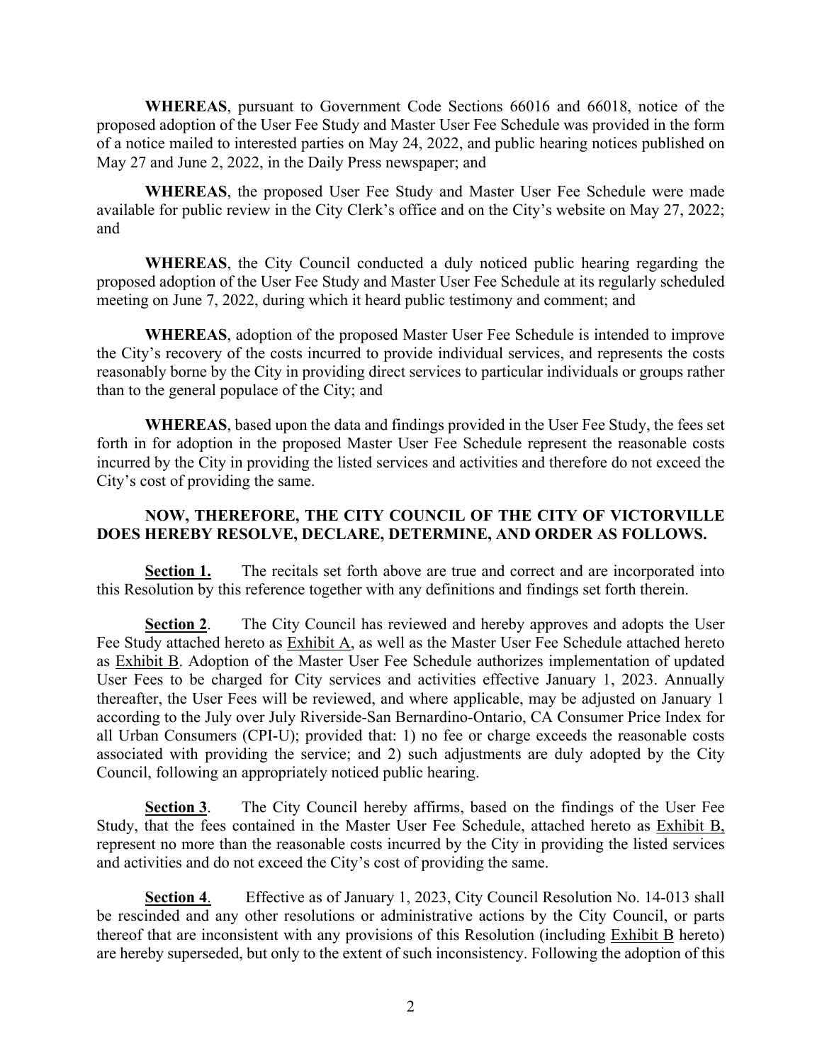**WHEREAS**, pursuant to Government Code Sections 66016 and 66018, notice of the proposed adoption of the User Fee Study and Master User Fee Schedule was provided in the form of a notice mailed to interested parties on May 24, 2022, and public hearing notices published on May 27 and June 2, 2022, in the Daily Press newspaper; and

**WHEREAS**, the proposed User Fee Study and Master User Fee Schedule were made available for public review in the City Clerk's office and on the City's website on May 27, 2022; and

**WHEREAS**, the City Council conducted a duly noticed public hearing regarding the proposed adoption of the User Fee Study and Master User Fee Schedule at its regularly scheduled meeting on June 7, 2022, during which it heard public testimony and comment; and

**WHEREAS**, adoption of the proposed Master User Fee Schedule is intended to improve the City's recovery of the costs incurred to provide individual services, and represents the costs reasonably borne by the City in providing direct services to particular individuals or groups rather than to the general populace of the City; and

**WHEREAS**, based upon the data and findings provided in the User Fee Study, the fees set forth in for adoption in the proposed Master User Fee Schedule represent the reasonable costs incurred by the City in providing the listed services and activities and therefore do not exceed the City's cost of providing the same.

**NOW, THEREFORE, THE CITY COUNCIL OF THE CITY OF VICTORVILLE DOES HEREBY RESOLVE, DECLARE, DETERMINE, AND ORDER AS FOLLOWS.**

**Section 1.** The recitals set forth above are true and correct and are incorporated into this Resolution by this reference together with any definitions and findings set forth therein.

**Section 2**. The City Council has reviewed and hereby approves and adopts the User Fee Study attached hereto as Exhibit A, as well as the Master User Fee Schedule attached hereto as Exhibit B. Adoption of the Master User Fee Schedule authorizes implementation of updated User Fees to be charged for City services and activities effective January 1, 2023. Annually thereafter, the User Fees will be reviewed, and where applicable, may be adjusted on January 1 according to the July over July Riverside-San Bernardino-Ontario, CA Consumer Price Index for all Urban Consumers (CPI-U); provided that: 1) no fee or charge exceeds the reasonable costs associated with providing the service; and 2) such adjustments are duly adopted by the City Council, following an appropriately noticed public hearing.

**Section 3**. The City Council hereby affirms, based on the findings of the User Fee Study, that the fees contained in the Master User Fee Schedule, attached hereto as Exhibit B, represent no more than the reasonable costs incurred by the City in providing the listed services and activities and do not exceed the City's cost of providing the same.

**Section 4**. Effective as of January 1, 2023, City Council Resolution No. 14-013 shall be rescinded and any other resolutions or administrative actions by the City Council, or parts thereof that are inconsistent with any provisions of this Resolution (including Exhibit B hereto) are hereby superseded, but only to the extent of such inconsistency. Following the adoption of this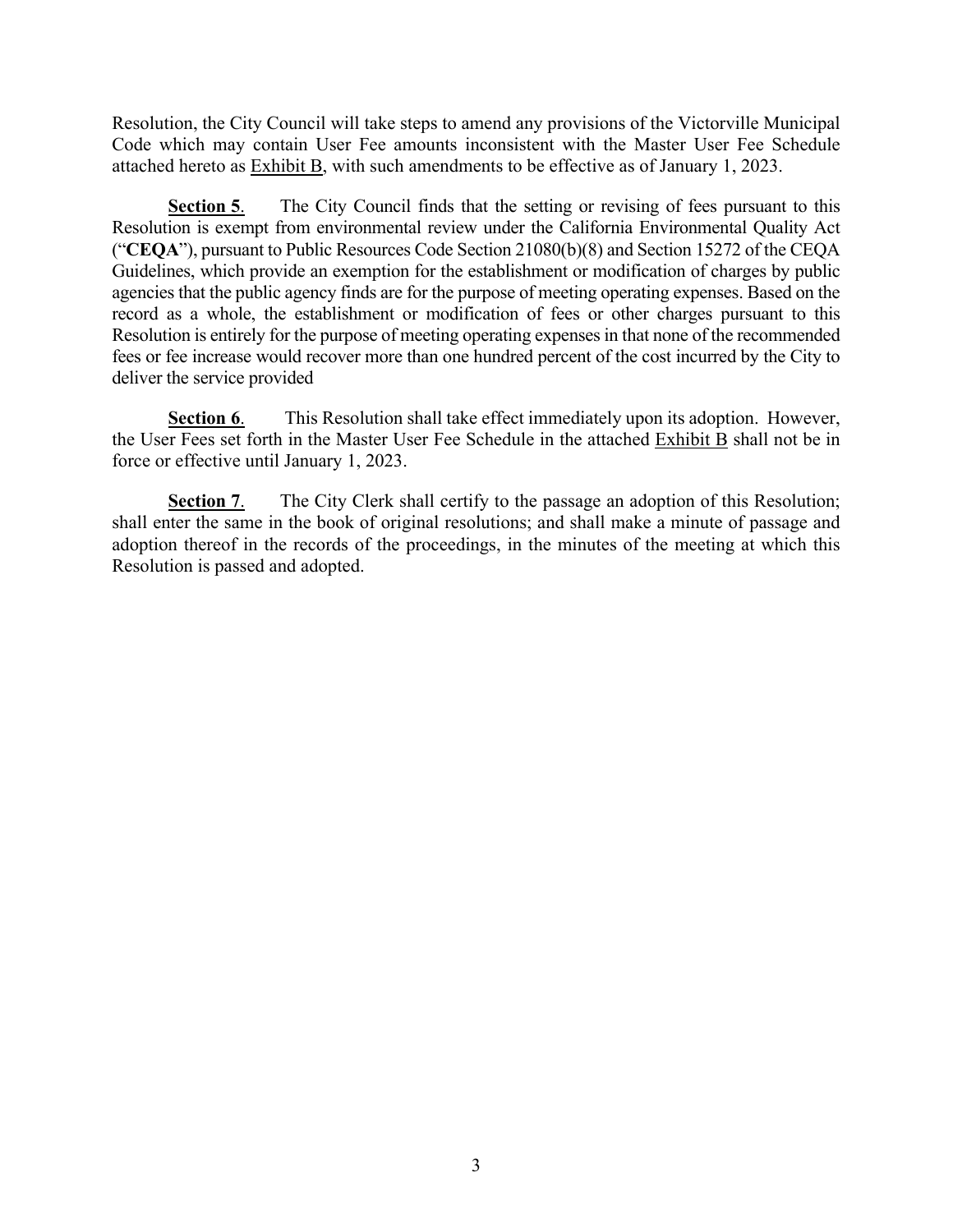Resolution, the City Council will take steps to amend any provisions of the Victorville Municipal Code which may contain User Fee amounts inconsistent with the Master User Fee Schedule attached hereto as Exhibit B, with such amendments to be effective as of January 1, 2023.

**Section 5**. The City Council finds that the setting or revising of fees pursuant to this Resolution is exempt from environmental review under the California Environmental Quality Act ("**CEQA**"), pursuant to Public Resources Code Section 21080(b)(8) and Section 15272 of the CEQA Guidelines, which provide an exemption for the establishment or modification of charges by public agencies that the public agency finds are for the purpose of meeting operating expenses. Based on the record as a whole, the establishment or modification of fees or other charges pursuant to this Resolution is entirely for the purpose of meeting operating expenses in that none of the recommended fees or fee increase would recover more than one hundred percent of the cost incurred by the City to deliver the service provided

**Section 6**. This Resolution shall take effect immediately upon its adoption. However, the User Fees set forth in the Master User Fee Schedule in the attached Exhibit B shall not be in force or effective until January 1, 2023.

**Section 7**. The City Clerk shall certify to the passage an adoption of this Resolution; shall enter the same in the book of original resolutions; and shall make a minute of passage and adoption thereof in the records of the proceedings, in the minutes of the meeting at which this Resolution is passed and adopted.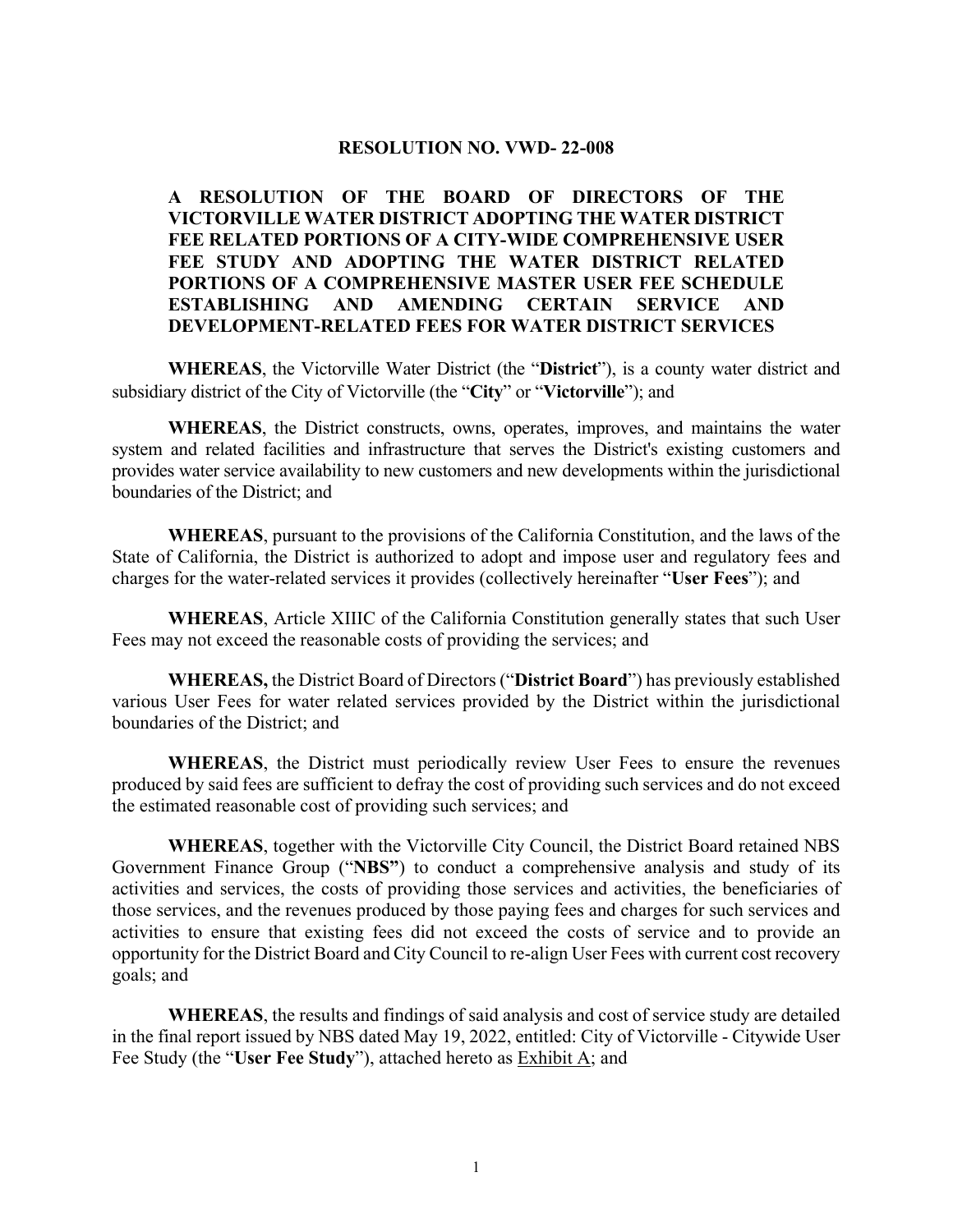**RESOLUTION NO. VWD- 22-008**

**A RESOLUTION OF THE BOARD OF DIRECTORS OF THE VICTORVILLE WATER DISTRICT ADOPTING THE WATER DISTRICT FEE RELATED PORTIONS OF A CITY-WIDE COMPREHENSIVE USER FEE STUDY AND ADOPTING THE WATER DISTRICT RELATED PORTIONS OF A COMPREHENSIVE MASTER USER FEE SCHEDULE ESTABLISHING AND AMENDING CERTAIN SERVICE AND DEVELOPMENT-RELATED FEES FOR WATER DISTRICT SERVICES**

**WHEREAS**, the Victorville Water District (the "**District**"), is a county water district and subsidiary district of the City of Victorville (the "**City**" or "**Victorville**"); and

**WHEREAS**, the District constructs, owns, operates, improves, and maintains the water system and related facilities and infrastructure that serves the District's existing customers and provides water service availability to new customers and new developments within the jurisdictional boundaries of the District; and

**WHEREAS**, pursuant to the provisions of the California Constitution, and the laws of the State of California, the District is authorized to adopt and impose user and regulatory fees and charges for the water-related services it provides (collectively hereinafter "**User Fees**"); and

**WHEREAS**, Article XIIIC of the California Constitution generally states that such User Fees may not exceed the reasonable costs of providing the services; and

**WHEREAS,** the District Board of Directors ("**District Board**") has previously established various User Fees for water related services provided by the District within the jurisdictional boundaries of the District; and

**WHEREAS**, the District must periodically review User Fees to ensure the revenues produced by said fees are sufficient to defray the cost of providing such services and do not exceed the estimated reasonable cost of providing such services; and

**WHEREAS**, together with the Victorville City Council, the District Board retained NBS Government Finance Group ("**NBS"**) to conduct a comprehensive analysis and study of its activities and services, the costs of providing those services and activities, the beneficiaries of those services, and the revenues produced by those paying fees and charges for such services and activities to ensure that existing fees did not exceed the costs of service and to provide an opportunity for the District Board and City Council to re-align User Fees with current cost recovery goals; and

**WHEREAS**, the results and findings of said analysis and cost of service study are detailed in the final report issued by NBS dated May 19, 2022, entitled: City of Victorville - Citywide User Fee Study (the "**User Fee Study**"), attached hereto as Exhibit A; and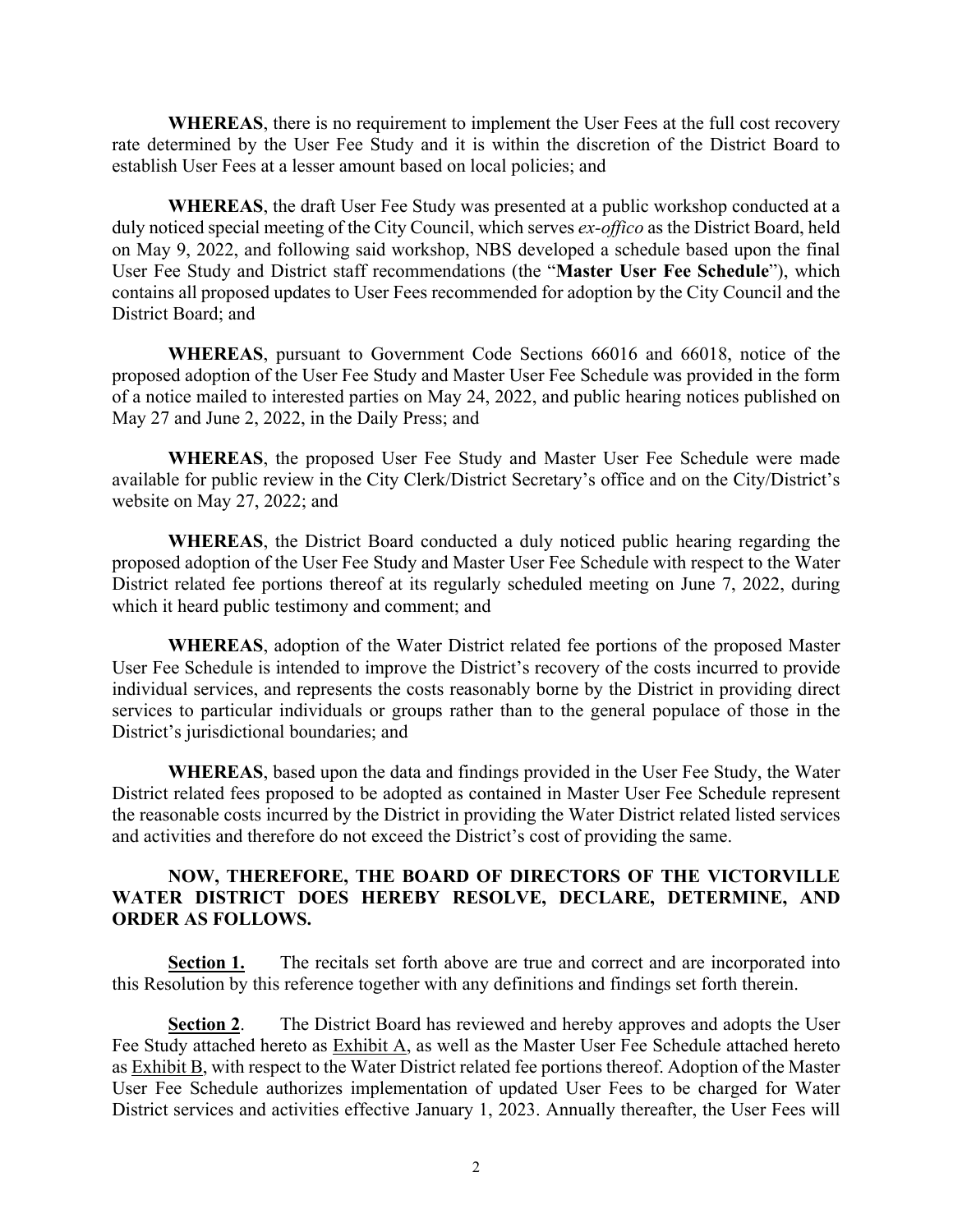**WHEREAS**, there is no requirement to implement the User Fees at the full cost recovery rate determined by the User Fee Study and it is within the discretion of the District Board to establish User Fees at a lesser amount based on local policies; and

**WHEREAS**, the draft User Fee Study was presented at a public workshop conducted at a duly noticed special meeting of the City Council, which serves *ex-offico* as the District Board, held on May 9, 2022, and following said workshop, NBS developed a schedule based upon the final User Fee Study and District staff recommendations (the "**Master User Fee Schedule**"), which contains all proposed updates to User Fees recommended for adoption by the City Council and the District Board; and

**WHEREAS**, pursuant to Government Code Sections 66016 and 66018, notice of the proposed adoption of the User Fee Study and Master User Fee Schedule was provided in the form of a notice mailed to interested parties on May 24, 2022, and public hearing notices published on May 27 and June 2, 2022, in the Daily Press; and

**WHEREAS**, the proposed User Fee Study and Master User Fee Schedule were made available for public review in the City Clerk/District Secretary's office and on the City/District's website on May 27, 2022; and

**WHEREAS**, the District Board conducted a duly noticed public hearing regarding the proposed adoption of the User Fee Study and Master User Fee Schedule with respect to the Water District related fee portions thereof at its regularly scheduled meeting on June 7, 2022, during which it heard public testimony and comment; and

**WHEREAS**, adoption of the Water District related fee portions of the proposed Master User Fee Schedule is intended to improve the District's recovery of the costs incurred to provide individual services, and represents the costs reasonably borne by the District in providing direct services to particular individuals or groups rather than to the general populace of those in the District's jurisdictional boundaries; and

**WHEREAS**, based upon the data and findings provided in the User Fee Study, the Water District related fees proposed to be adopted as contained in Master User Fee Schedule represent the reasonable costs incurred by the District in providing the Water District related listed services and activities and therefore do not exceed the District's cost of providing the same.

**NOW, THEREFORE, THE BOARD OF DIRECTORS OF THE VICTORVILLE WATER DISTRICT DOES HEREBY RESOLVE, DECLARE, DETERMINE, AND ORDER AS FOLLOWS.**

**Section 1.** The recitals set forth above are true and correct and are incorporated into this Resolution by this reference together with any definitions and findings set forth therein.

**Section 2**. The District Board has reviewed and hereby approves and adopts the User Fee Study attached hereto as Exhibit A, as well as the Master User Fee Schedule attached hereto as Exhibit B, with respect to the Water District related fee portions thereof. Adoption of the Master User Fee Schedule authorizes implementation of updated User Fees to be charged for Water District services and activities effective January 1, 2023. Annually thereafter, the User Fees will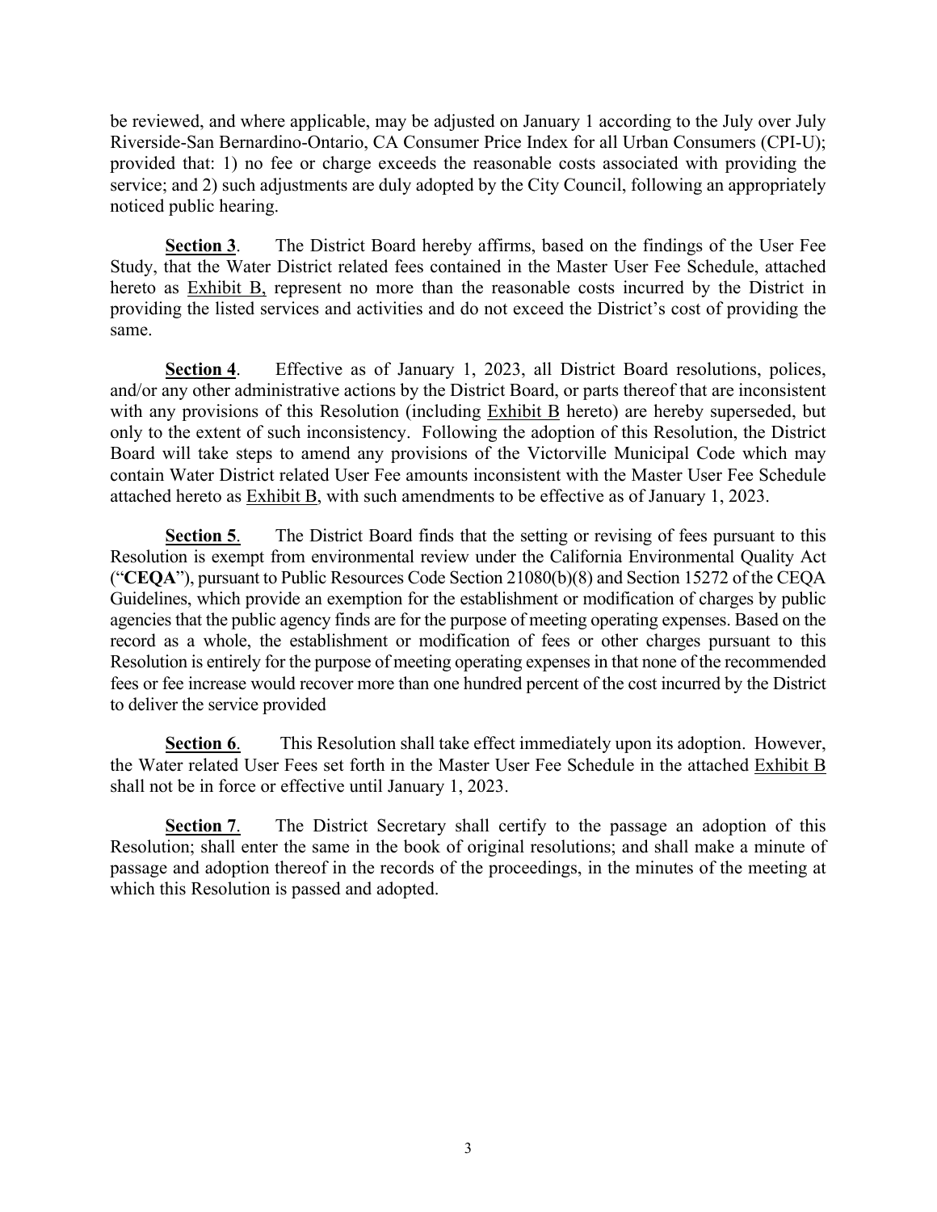be reviewed, and where applicable, may be adjusted on January 1 according to the July over July Riverside-San Bernardino-Ontario, CA Consumer Price Index for all Urban Consumers (CPI-U); provided that: 1) no fee or charge exceeds the reasonable costs associated with providing the service; and 2) such adjustments are duly adopted by the City Council, following an appropriately noticed public hearing.

**Section 3**. The District Board hereby affirms, based on the findings of the User Fee Study, that the Water District related fees contained in the Master User Fee Schedule, attached hereto as Exhibit B, represent no more than the reasonable costs incurred by the District in providing the listed services and activities and do not exceed the District's cost of providing the same.

**Section 4**. Effective as of January 1, 2023, all District Board resolutions, polices, and/or any other administrative actions by the District Board, or parts thereof that are inconsistent with any provisions of this Resolution (including Exhibit B hereto) are hereby superseded, but only to the extent of such inconsistency. Following the adoption of this Resolution, the District Board will take steps to amend any provisions of the Victorville Municipal Code which may contain Water District related User Fee amounts inconsistent with the Master User Fee Schedule attached hereto as Exhibit B, with such amendments to be effective as of January 1, 2023.

**Section 5**. The District Board finds that the setting or revising of fees pursuant to this Resolution is exempt from environmental review under the California Environmental Quality Act ("**CEQA**"), pursuant to Public Resources Code Section 21080(b)(8) and Section 15272 of the CEQA Guidelines, which provide an exemption for the establishment or modification of charges by public agencies that the public agency finds are for the purpose of meeting operating expenses. Based on the record as a whole, the establishment or modification of fees or other charges pursuant to this Resolution is entirely for the purpose of meeting operating expenses in that none of the recommended fees or fee increase would recover more than one hundred percent of the cost incurred by the District to deliver the service provided

**Section 6**. This Resolution shall take effect immediately upon its adoption. However, the Water related User Fees set forth in the Master User Fee Schedule in the attached Exhibit B shall not be in force or effective until January 1, 2023.

**Section 7**. The District Secretary shall certify to the passage an adoption of this Resolution; shall enter the same in the book of original resolutions; and shall make a minute of passage and adoption thereof in the records of the proceedings, in the minutes of the meeting at which this Resolution is passed and adopted.